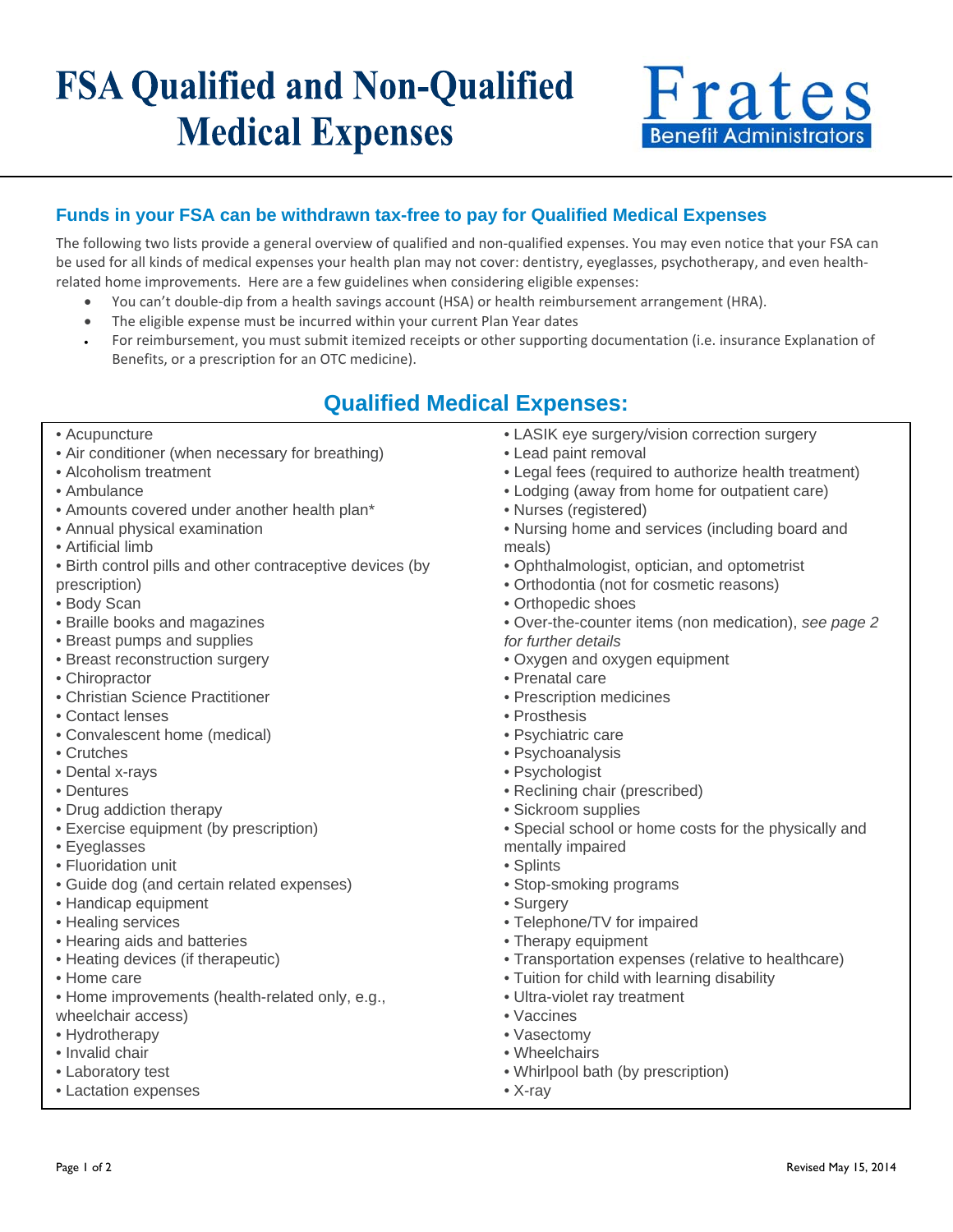# FSA Qualified and Non-Qualified Medical Expenses

Frates Benefit Administrators

## Funds in your FSA can be withdrawn tax-free to pay for Qualified Medical Expenses

The following two lists provide a general overview of qualified and non-qualified expenses. You may even notice that your FSA can be used for all kinds of medical expenses your health plan may not cover: dentistry, eyeglasses, psychotherapy, and even health-related home improvements. Here are a few guidelines when considering eligible expenses:

- You can't double-dip from a health savings account (HSA) or health reimbursement arrangement (HRA).
- The eligible expense must be incurred within your current Plan Year dates
- For reimbursement, you must submit itemized receipts or other supporting documentation (i.e. insurance Explanation of Benefits, or a prescription for an OTC medicine).

## Qualified Medical Expenses:

- Acupuncture
- Air conditioner (when necessary for breathing)
- Alcoholism treatment
- Ambulance
- Amounts covered under another health plan*
- Annual physical examination
- Artificial limb
- Birth control pills and other contraceptive devices (by prescription)
- Body Scan
- Braille books and magazines
- Breast pumps and supplies
- Breast reconstruction surgery
- Chiropractor
- Christian Science Practitioner
- Contact lenses
- Convalescent home (medical)
- Crutches
- Dental x-rays
- Dentures
- Drug addiction therapy
- Exercise equipment (by prescription)
- Eyeglasses
- Fluoridation unit
- Guide dog (and certain related expenses)
- Handicap equipment
- Healing services
- Hearing aids and batteries
- Heating devices (if therapeutic)
- Home care
- Home improvements (health-related only, e.g., wheelchair access)
- Hydrotherapy
- Invalid chair
- Laboratory test
- Lactation expenses
- LASIK eye surgery/vision correction surgery
- Lead paint removal
- Legal fees (required to authorize health treatment)
- Lodging (away from home for outpatient care)
- Nurses (registered)
- Nursing home and services (including board and meals)
- Ophthalmologist, optician, and optometrist
- Orthodontia (not for cosmetic reasons)
- Orthopedic shoes
- Over-the-counter items (non medication), *see page 2 for further details*
- Oxygen and oxygen equipment
- Prenatal care
- Prescription medicines
- Prosthesis
- Psychiatric care
- Psychoanalysis
- Psychologist
- Reclining chair (prescribed)
- Sickroom supplies
- Special school or home costs for the physically and mentally impaired
- Splints
- Stop-smoking programs
- Surgery
- Telephone/TV for impaired
- Therapy equipment
- Transportation expenses (relative to healthcare)
- Tuition for child with learning disability
- Ultra-violet ray treatment
- Vaccines
- Vasectomy
- Wheelchairs
- Whirlpool bath (by prescription)
- X-ray

Revised May 15, 2014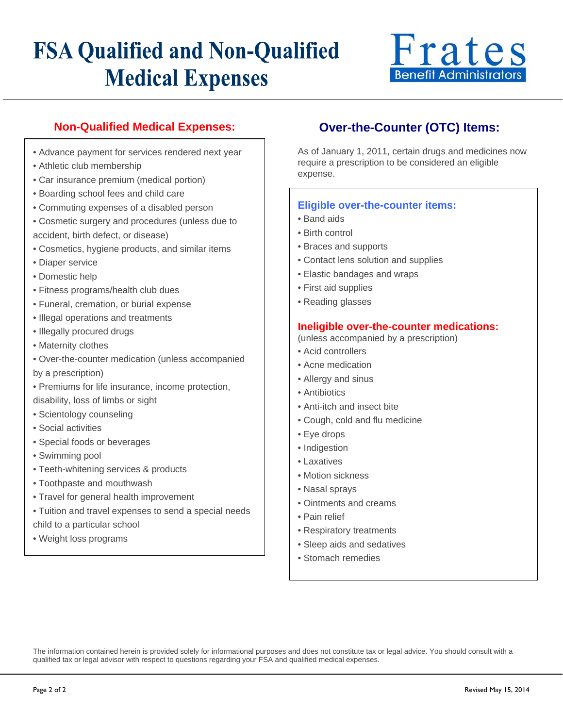# FSA Qualified and Non-Qualified Medical Expenses

Frates Benefit Administrators

## Non-Qualified Medical Expenses:

- Advance payment for services rendered next year
- Athletic club membership
- Car insurance premium (medical portion)
- Boarding school fees and child care
- Commuting expenses of a disabled person
- Cosmetic surgery and procedures (unless due to accident, birth defect, or disease)
- Cosmetics, hygiene products, and similar items
- Diaper service
- Domestic help
- Fitness programs/health club dues
- Funeral, cremation, or burial expense
- Illegal operations and treatments
- Illegally procured drugs
- Maternity clothes
- Over-the-counter medication (unless accompanied by a prescription)
- Premiums for life insurance, income protection, disability, loss of limbs or sight
- Scientology counseling
- Social activities
- Special foods or beverages
- Swimming pool
- Teeth-whitening services & products
- Toothpaste and mouthwash
- Travel for general health improvement
- Tuition and travel expenses to send a special needs child to a particular school
- Weight loss programs

## Over-the-Counter (OTC) Items:

As of January 1, 2011, certain drugs and medicines now require a prescription to be considered an eligible expense.

### Eligible over-the-counter items:

- Band aids
- Birth control
- Braces and supports
- Contact lens solution and supplies
- Elastic bandages and wraps
- First aid supplies
- Reading glasses

### Ineligible over-the-counter medications:

(unless accompanied by a prescription)

- Acid controllers
- Acne medication
- Allergy and sinus
- Antibiotics
- Anti-itch and insect bite
- Cough, cold and flu medicine
- Eye drops
- Indigestion
- Laxatives
- Motion sickness
- Nasal sprays
- Ointments and creams
- Pain relief
- Respiratory treatments
- Sleep aids and sedatives
- Stomach remedies

The information contained herein is provided solely for informational purposes and does not constitute tax or legal advice. You should consult with a qualified tax or legal advisor with respect to questions regarding your FSA and qualified medical expenses.

Revised May 15, 2014